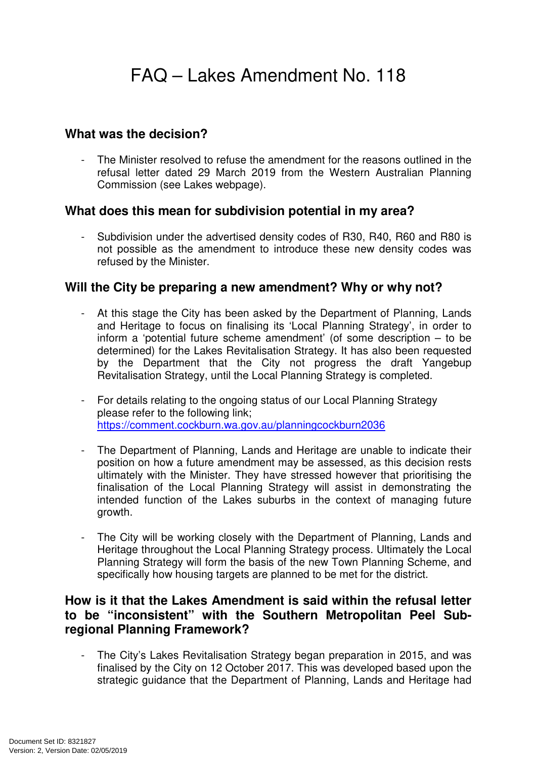# FAQ – Lakes Amendment No. 118

## What was the decision?

- The Minister resolved to refuse the amendment for the reasons outlined in the refusal letter dated 29 March 2019 from the Western Australian Planning Commission (see Lakes webpage).

## What does this mean for subdivision potential in my area?

- Subdivision under the advertised density codes of R30, R40, R60 and R80 is not possible as the amendment to introduce these new density codes was refused by the Minister.

## Will the City be preparing a new amendment? Why or why not?

- At this stage the City has been asked by the Department of Planning, Lands and Heritage to focus on finalising its 'Local Planning Strategy', in order to inform a 'potential future scheme amendment' (of some description – to be determined) for the Lakes Revitalisation Strategy. It has also been requested by the Department that the City not progress the draft Yangebup Revitalisation Strategy, until the Local Planning Strategy is completed.

- For details relating to the ongoing status of our Local Planning Strategy please refer to the following link; https://comment.cockburn.wa.gov.au/planningcockburn2036

- The Department of Planning, Lands and Heritage are unable to indicate their position on how a future amendment may be assessed, as this decision rests ultimately with the Minister. They have stressed however that prioritising the finalisation of the Local Planning Strategy will assist in demonstrating the intended function of the Lakes suburbs in the context of managing future growth.

- The City will be working closely with the Department of Planning, Lands and Heritage throughout the Local Planning Strategy process. Ultimately the Local Planning Strategy will form the basis of the new Town Planning Scheme, and specifically how housing targets are planned to be met for the district.

## How is it that the Lakes Amendment is said within the refusal letter to be "inconsistent" with the Southern Metropolitan Peel Sub-regional Planning Framework?

- The City's Lakes Revitalisation Strategy began preparation in 2015, and was finalised by the City on 12 October 2017. This was developed based upon the strategic guidance that the Department of Planning, Lands and Heritage had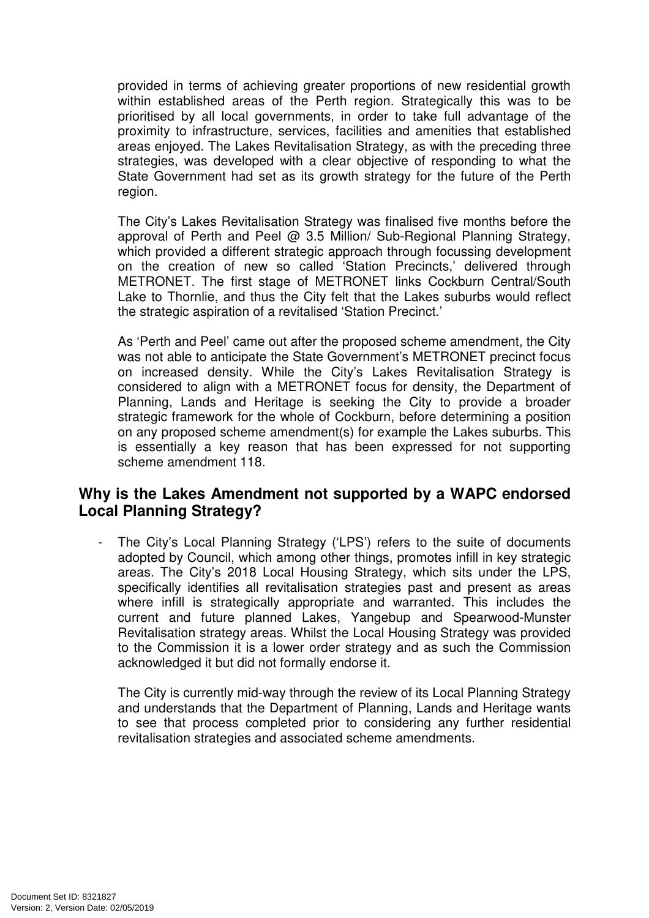provided in terms of achieving greater proportions of new residential growth within established areas of the Perth region. Strategically this was to be prioritised by all local governments, in order to take full advantage of the proximity to infrastructure, services, facilities and amenities that established areas enjoyed. The Lakes Revitalisation Strategy, as with the preceding three strategies, was developed with a clear objective of responding to what the State Government had set as its growth strategy for the future of the Perth region.

The City's Lakes Revitalisation Strategy was finalised five months before the approval of Perth and Peel @ 3.5 Million/ Sub-Regional Planning Strategy, which provided a different strategic approach through focussing development on the creation of new so called 'Station Precincts,' delivered through METRONET. The first stage of METRONET links Cockburn Central/South Lake to Thornlie, and thus the City felt that the Lakes suburbs would reflect the strategic aspiration of a revitalised 'Station Precinct.'

As 'Perth and Peel' came out after the proposed scheme amendment, the City was not able to anticipate the State Government's METRONET precinct focus on increased density. While the City's Lakes Revitalisation Strategy is considered to align with a METRONET focus for density, the Department of Planning, Lands and Heritage is seeking the City to provide a broader strategic framework for the whole of Cockburn, before determining a position on any proposed scheme amendment(s) for example the Lakes suburbs. This is essentially a key reason that has been expressed for not supporting scheme amendment 118.

## Why is the Lakes Amendment not supported by a WAPC endorsed Local Planning Strategy?

- The City's Local Planning Strategy ('LPS') refers to the suite of documents adopted by Council, which among other things, promotes infill in key strategic areas. The City's 2018 Local Housing Strategy, which sits under the LPS, specifically identifies all revitalisation strategies past and present as areas where infill is strategically appropriate and warranted. This includes the current and future planned Lakes, Yangebup and Spearwood-Munster Revitalisation strategy areas. Whilst the Local Housing Strategy was provided to the Commission it is a lower order strategy and as such the Commission acknowledged it but did not formally endorse it.

  The City is currently mid-way through the review of its Local Planning Strategy and understands that the Department of Planning, Lands and Heritage wants to see that process completed prior to considering any further residential revitalisation strategies and associated scheme amendments.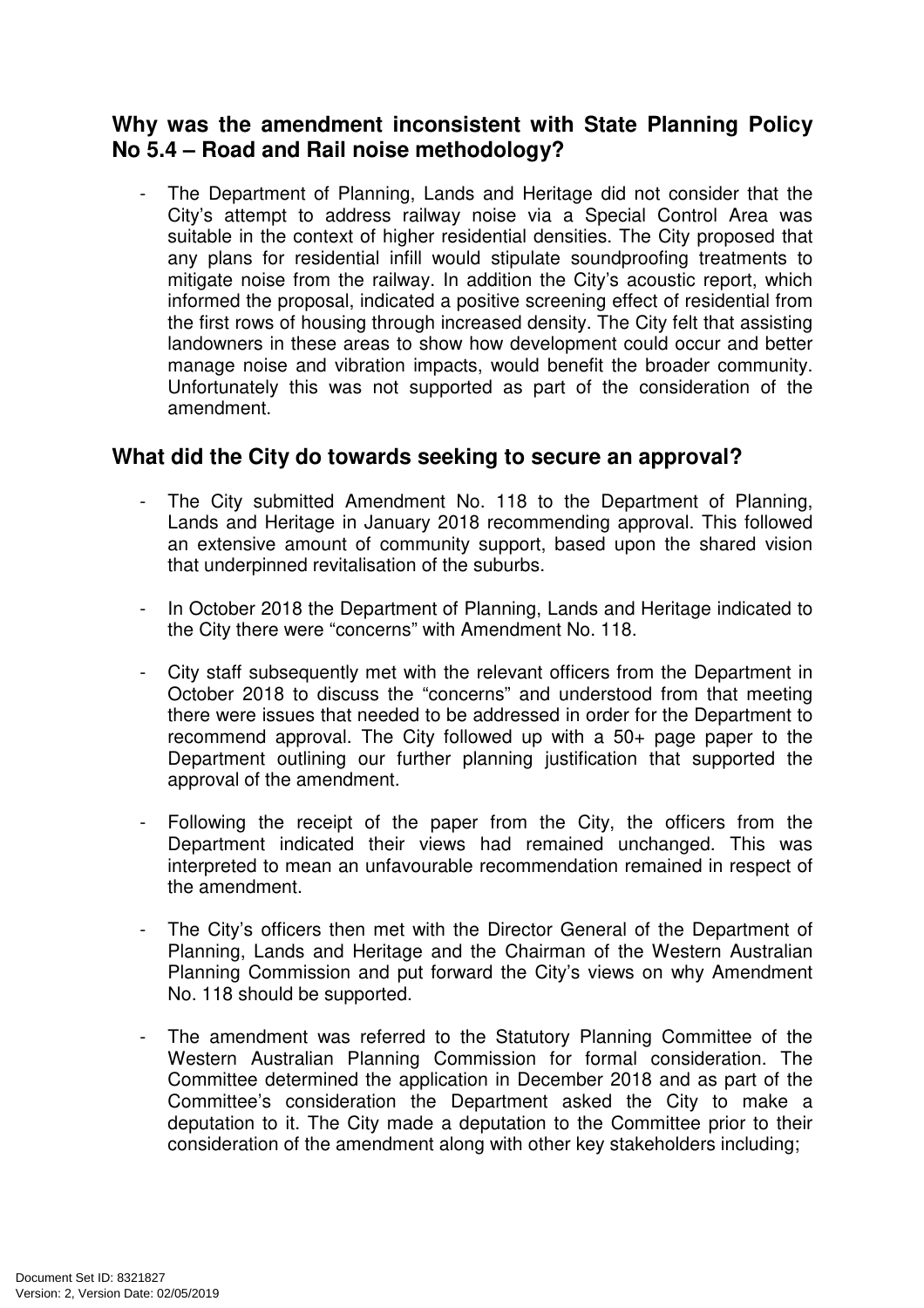## Why was the amendment inconsistent with State Planning Policy No 5.4 – Road and Rail noise methodology?

- The Department of Planning, Lands and Heritage did not consider that the City's attempt to address railway noise via a Special Control Area was suitable in the context of higher residential densities. The City proposed that any plans for residential infill would stipulate soundproofing treatments to mitigate noise from the railway. In addition the City's acoustic report, which informed the proposal, indicated a positive screening effect of residential from the first rows of housing through increased density. The City felt that assisting landowners in these areas to show how development could occur and better manage noise and vibration impacts, would benefit the broader community. Unfortunately this was not supported as part of the consideration of the amendment.

## What did the City do towards seeking to secure an approval?

- The City submitted Amendment No. 118 to the Department of Planning, Lands and Heritage in January 2018 recommending approval. This followed an extensive amount of community support, based upon the shared vision that underpinned revitalisation of the suburbs.

- In October 2018 the Department of Planning, Lands and Heritage indicated to the City there were "concerns" with Amendment No. 118.

- City staff subsequently met with the relevant officers from the Department in October 2018 to discuss the "concerns" and understood from that meeting there were issues that needed to be addressed in order for the Department to recommend approval. The City followed up with a 50+ page paper to the Department outlining our further planning justification that supported the approval of the amendment.

- Following the receipt of the paper from the City, the officers from the Department indicated their views had remained unchanged. This was interpreted to mean an unfavourable recommendation remained in respect of the amendment.

- The City's officers then met with the Director General of the Department of Planning, Lands and Heritage and the Chairman of the Western Australian Planning Commission and put forward the City's views on why Amendment No. 118 should be supported.

- The amendment was referred to the Statutory Planning Committee of the Western Australian Planning Commission for formal consideration. The Committee determined the application in December 2018 and as part of the Committee's consideration the Department asked the City to make a deputation to it. The City made a deputation to the Committee prior to their consideration of the amendment along with other key stakeholders including;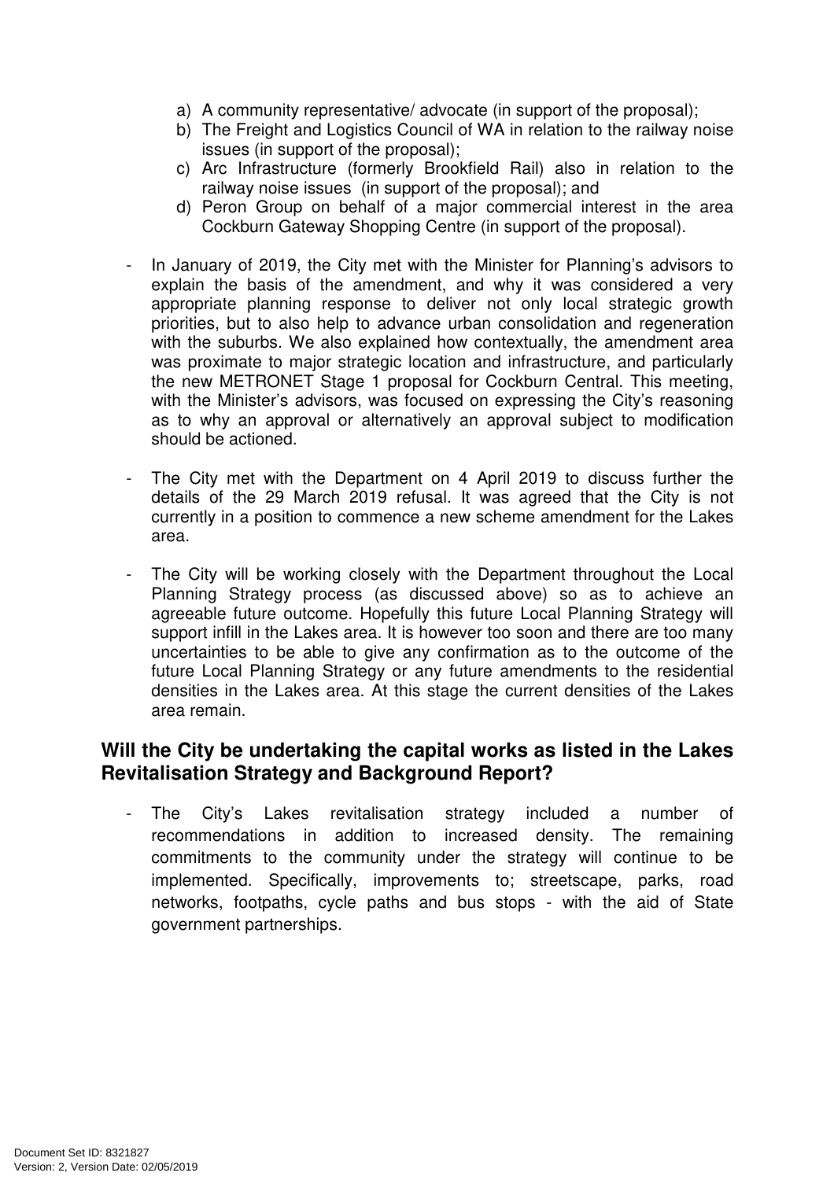a) A community representative/ advocate (in support of the proposal);
b) The Freight and Logistics Council of WA in relation to the railway noise issues (in support of the proposal);
c) Arc Infrastructure (formerly Brookfield Rail) also in relation to the railway noise issues (in support of the proposal); and
d) Peron Group on behalf of a major commercial interest in the area Cockburn Gateway Shopping Centre (in support of the proposal).

- In January of 2019, the City met with the Minister for Planning's advisors to explain the basis of the amendment, and why it was considered a very appropriate planning response to deliver not only local strategic growth priorities, but to also help to advance urban consolidation and regeneration with the suburbs. We also explained how contextually, the amendment area was proximate to major strategic location and infrastructure, and particularly the new METRONET Stage 1 proposal for Cockburn Central. This meeting, with the Minister's advisors, was focused on expressing the City's reasoning as to why an approval or alternatively an approval subject to modification should be actioned.

- The City met with the Department on 4 April 2019 to discuss further the details of the 29 March 2019 refusal. It was agreed that the City is not currently in a position to commence a new scheme amendment for the Lakes area.

- The City will be working closely with the Department throughout the Local Planning Strategy process (as discussed above) so as to achieve an agreeable future outcome. Hopefully this future Local Planning Strategy will support infill in the Lakes area. It is however too soon and there are too many uncertainties to be able to give any confirmation as to the outcome of the future Local Planning Strategy or any future amendments to the residential densities in the Lakes area. At this stage the current densities of the Lakes area remain.

## Will the City be undertaking the capital works as listed in the Lakes Revitalisation Strategy and Background Report?

- The City's Lakes revitalisation strategy included a number of recommendations in addition to increased density. The remaining commitments to the community under the strategy will continue to be implemented. Specifically, improvements to; streetscape, parks, road networks, footpaths, cycle paths and bus stops - with the aid of State government partnerships.

Document Set ID: 8321827
Version: 2, Version Date: 02/05/2019